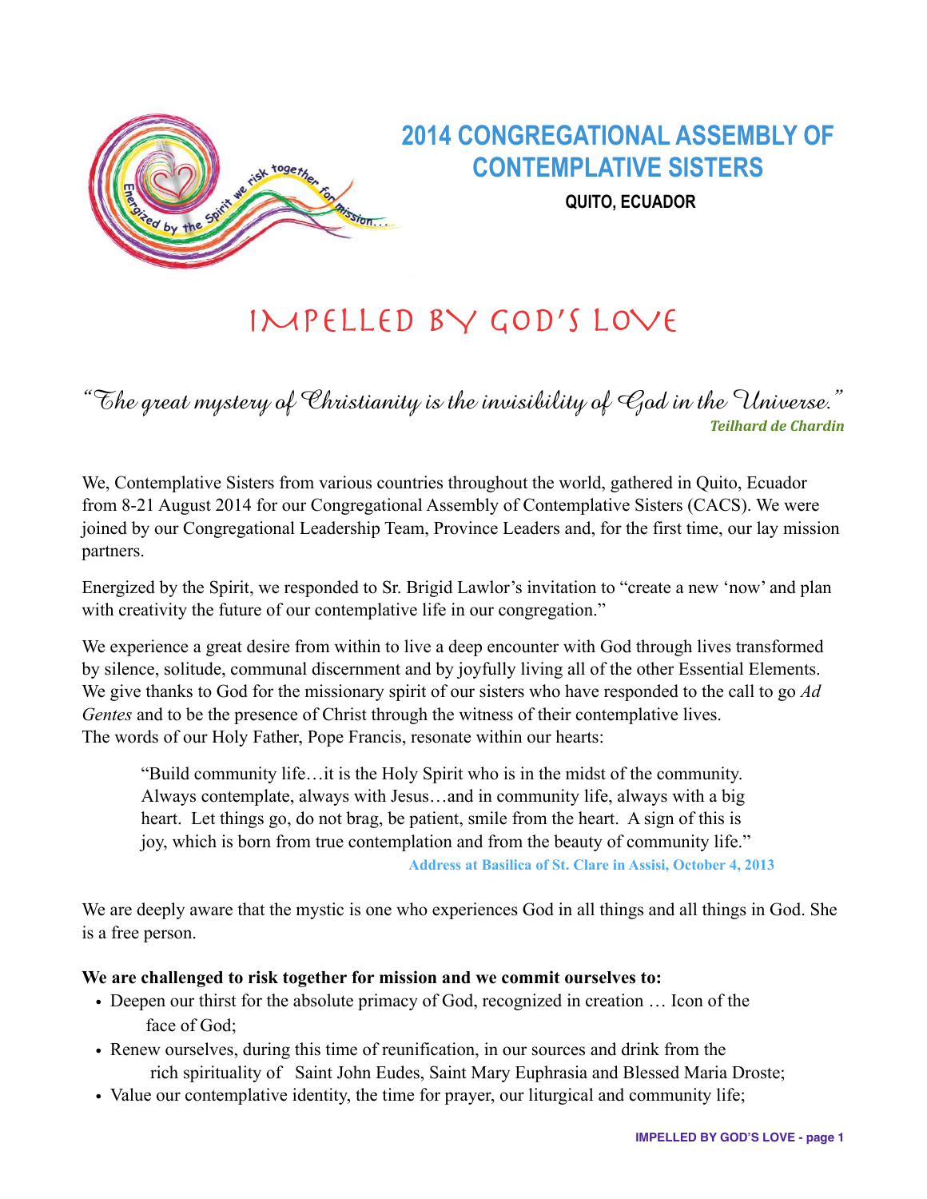# 2014 CONGREGATIONAL ASSEMBLY OF CONTEMPLATIVE SISTERS

**QUITO, ECUADOR**

## IMPELLED BY GOD'S LOVE

*"The great mystery of Christianity is the invisibility of God in the Universe."*
***Teilhard de Chardin***

We, Contemplative Sisters from various countries throughout the world, gathered in Quito, Ecuador from 8-21 August 2014 for our Congregational Assembly of Contemplative Sisters (CACS). We were joined by our Congregational Leadership Team, Province Leaders and, for the first time, our lay mission partners.

Energized by the Spirit, we responded to Sr. Brigid Lawlor's invitation to "create a new 'now' and plan with creativity the future of our contemplative life in our congregation."

We experience a great desire from within to live a deep encounter with God through lives transformed by silence, solitude, communal discernment and by joyfully living all of the other Essential Elements. We give thanks to God for the missionary spirit of our sisters who have responded to the call to go *Ad Gentes* and to be the presence of Christ through the witness of their contemplative lives. The words of our Holy Father, Pope Francis, resonate within our hearts:

> "Build community life…it is the Holy Spirit who is in the midst of the community. Always contemplate, always with Jesus…and in community life, always with a big heart. Let things go, do not brag, be patient, smile from the heart. A sign of this is joy, which is born from true contemplation and from the beauty of community life."
>
> **Address at Basilica of St. Clare in Assisi, October 4, 2013**

We are deeply aware that the mystic is one who experiences God in all things and all things in God. She is a free person.

**We are challenged to risk together for mission and we commit ourselves to:**

- Deepen our thirst for the absolute primacy of God, recognized in creation … Icon of the face of God;
- Renew ourselves, during this time of reunification, in our sources and drink from the rich spirituality of Saint John Eudes, Saint Mary Euphrasia and Blessed Maria Droste;
- Value our contemplative identity, the time for prayer, our liturgical and community life;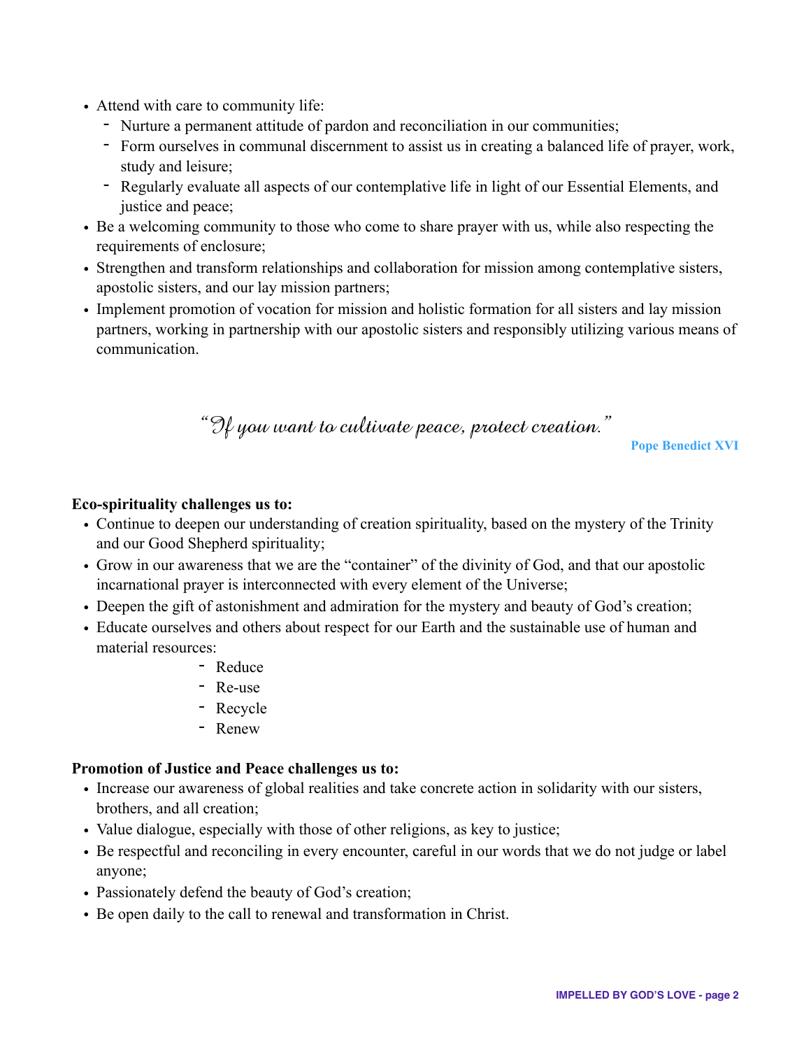- Attend with care to community life:
  - Nurture a permanent attitude of pardon and reconciliation in our communities;
  - Form ourselves in communal discernment to assist us in creating a balanced life of prayer, work, study and leisure;
  - Regularly evaluate all aspects of our contemplative life in light of our Essential Elements, and justice and peace;
- Be a welcoming community to those who come to share prayer with us, while also respecting the requirements of enclosure;
- Strengthen and transform relationships and collaboration for mission among contemplative sisters, apostolic sisters, and our lay mission partners;
- Implement promotion of vocation for mission and holistic formation for all sisters and lay mission partners, working in partnership with our apostolic sisters and responsibly utilizing various means of communication.

*"If you want to cultivate peace, protect creation."*

**Pope Benedict XVI**

**Eco-spirituality challenges us to:**

- Continue to deepen our understanding of creation spirituality, based on the mystery of the Trinity and our Good Shepherd spirituality;
- Grow in our awareness that we are the "container" of the divinity of God, and that our apostolic incarnational prayer is interconnected with every element of the Universe;
- Deepen the gift of astonishment and admiration for the mystery and beauty of God's creation;
- Educate ourselves and others about respect for our Earth and the sustainable use of human and material resources:
  - Reduce
  - Re-use
  - Recycle
  - Renew

**Promotion of Justice and Peace challenges us to:**

- Increase our awareness of global realities and take concrete action in solidarity with our sisters, brothers, and all creation;
- Value dialogue, especially with those of other religions, as key to justice;
- Be respectful and reconciling in every encounter, careful in our words that we do not judge or label anyone;
- Passionately defend the beauty of God's creation;
- Be open daily to the call to renewal and transformation in Christ.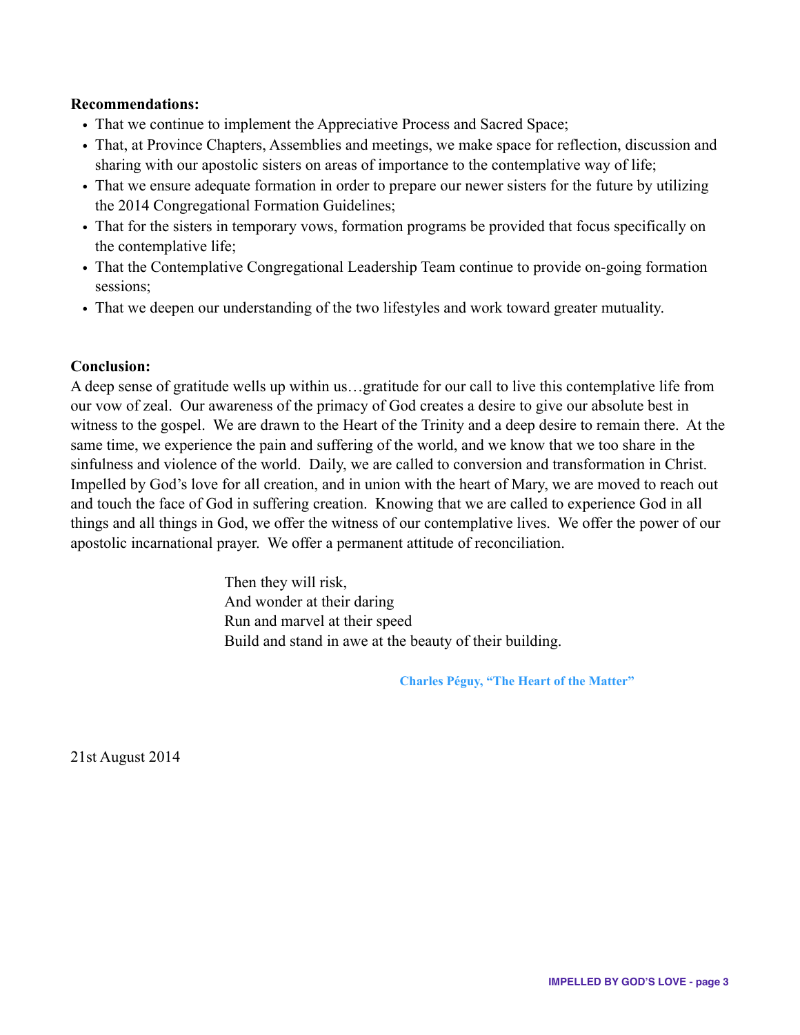**Recommendations:**

- That we continue to implement the Appreciative Process and Sacred Space;
- That, at Province Chapters, Assemblies and meetings, we make space for reflection, discussion and sharing with our apostolic sisters on areas of importance to the contemplative way of life;
- That we ensure adequate formation in order to prepare our newer sisters for the future by utilizing the 2014 Congregational Formation Guidelines;
- That for the sisters in temporary vows, formation programs be provided that focus specifically on the contemplative life;
- That the Contemplative Congregational Leadership Team continue to provide on-going formation sessions;
- That we deepen our understanding of the two lifestyles and work toward greater mutuality.

**Conclusion:**

A deep sense of gratitude wells up within us…gratitude for our call to live this contemplative life from our vow of zeal. Our awareness of the primacy of God creates a desire to give our absolute best in witness to the gospel. We are drawn to the Heart of the Trinity and a deep desire to remain there. At the same time, we experience the pain and suffering of the world, and we know that we too share in the sinfulness and violence of the world. Daily, we are called to conversion and transformation in Christ. Impelled by God's love for all creation, and in union with the heart of Mary, we are moved to reach out and touch the face of God in suffering creation. Knowing that we are called to experience God in all things and all things in God, we offer the witness of our contemplative lives. We offer the power of our apostolic incarnational prayer. We offer a permanent attitude of reconciliation.

> Then they will risk,
> And wonder at their daring
> Run and marvel at their speed
> Build and stand in awe at the beauty of their building.

**Charles Péguy, "The Heart of the Matter"**

21st August 2014